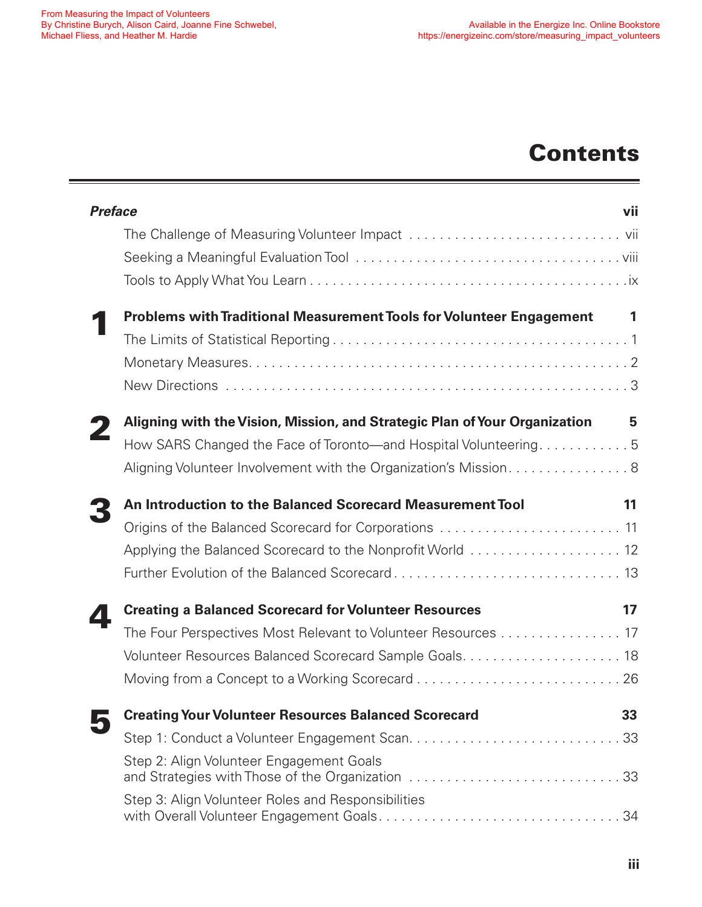# Contents

***Preface*** **vii**

- The Challenge of Measuring Volunteer Impact . . . vii
- Seeking a Meaningful Evaluation Tool . . . viii
- Tools to Apply What You Learn . . . ix

**1 Problems with Traditional Measurement Tools for Volunteer Engagement** **1**

- The Limits of Statistical Reporting . . . 1
- Monetary Measures . . . 2
- New Directions . . . 3

**2 Aligning with the Vision, Mission, and Strategic Plan of Your Organization** **5**

- How SARS Changed the Face of Toronto—and Hospital Volunteering . . . 5
- Aligning Volunteer Involvement with the Organization's Mission . . . 8

**3 An Introduction to the Balanced Scorecard Measurement Tool** **11**

- Origins of the Balanced Scorecard for Corporations . . . 11
- Applying the Balanced Scorecard to the Nonprofit World . . . 12
- Further Evolution of the Balanced Scorecard . . . 13

**4 Creating a Balanced Scorecard for Volunteer Resources** **17**

- The Four Perspectives Most Relevant to Volunteer Resources . . . 17
- Volunteer Resources Balanced Scorecard Sample Goals . . . 18
- Moving from a Concept to a Working Scorecard . . . 26

**5 Creating Your Volunteer Resources Balanced Scorecard** **33**

- Step 1: Conduct a Volunteer Engagement Scan . . . 33
- Step 2: Align Volunteer Engagement Goals and Strategies with Those of the Organization . . . 33
- Step 3: Align Volunteer Roles and Responsibilities with Overall Volunteer Engagement Goals . . . 34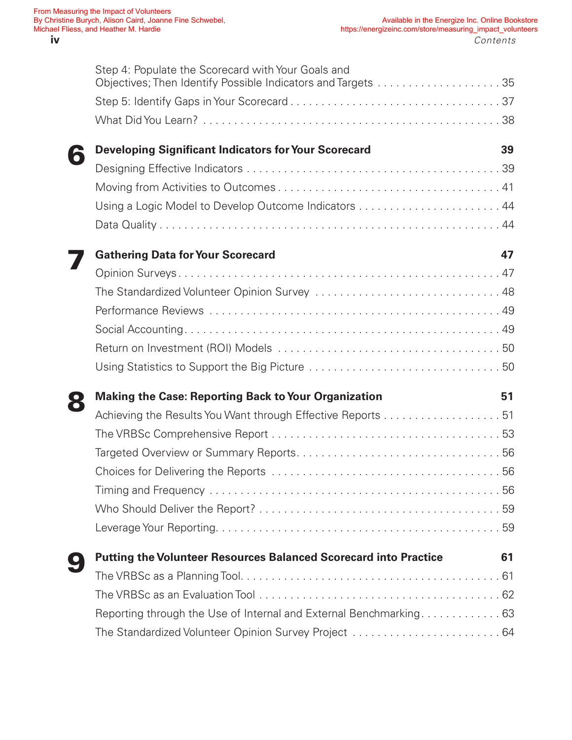Step 4: Populate the Scorecard with Your Goals and Objectives; Then Identify Possible Indicators and Targets . . . . . 35

Step 5: Identify Gaps in Your Scorecard . . . . . 37

What Did You Learn? . . . . . 38

## 6 Developing Significant Indicators for Your Scorecard — 39

Designing Effective Indicators . . . . . 39

Moving from Activities to Outcomes . . . . . 41

Using a Logic Model to Develop Outcome Indicators . . . . . 44

Data Quality . . . . . 44

## 7 Gathering Data for Your Scorecard — 47

Opinion Surveys . . . . . 47

The Standardized Volunteer Opinion Survey . . . . . 48

Performance Reviews . . . . . 49

Social Accounting . . . . . 49

Return on Investment (ROI) Models . . . . . 50

Using Statistics to Support the Big Picture . . . . . 50

## 8 Making the Case: Reporting Back to Your Organization — 51

Achieving the Results You Want through Effective Reports . . . . . 51

The VRBSc Comprehensive Report . . . . . 53

Targeted Overview or Summary Reports . . . . . 56

Choices for Delivering the Reports . . . . . 56

Timing and Frequency . . . . . 56

Who Should Deliver the Report? . . . . . 59

Leverage Your Reporting . . . . . 59

## 9 Putting the Volunteer Resources Balanced Scorecard into Practice — 61

The VRBSc as a Planning Tool . . . . . 61

The VRBSc as an Evaluation Tool . . . . . 62

Reporting through the Use of Internal and External Benchmarking . . . . . 63

The Standardized Volunteer Opinion Survey Project . . . . . 64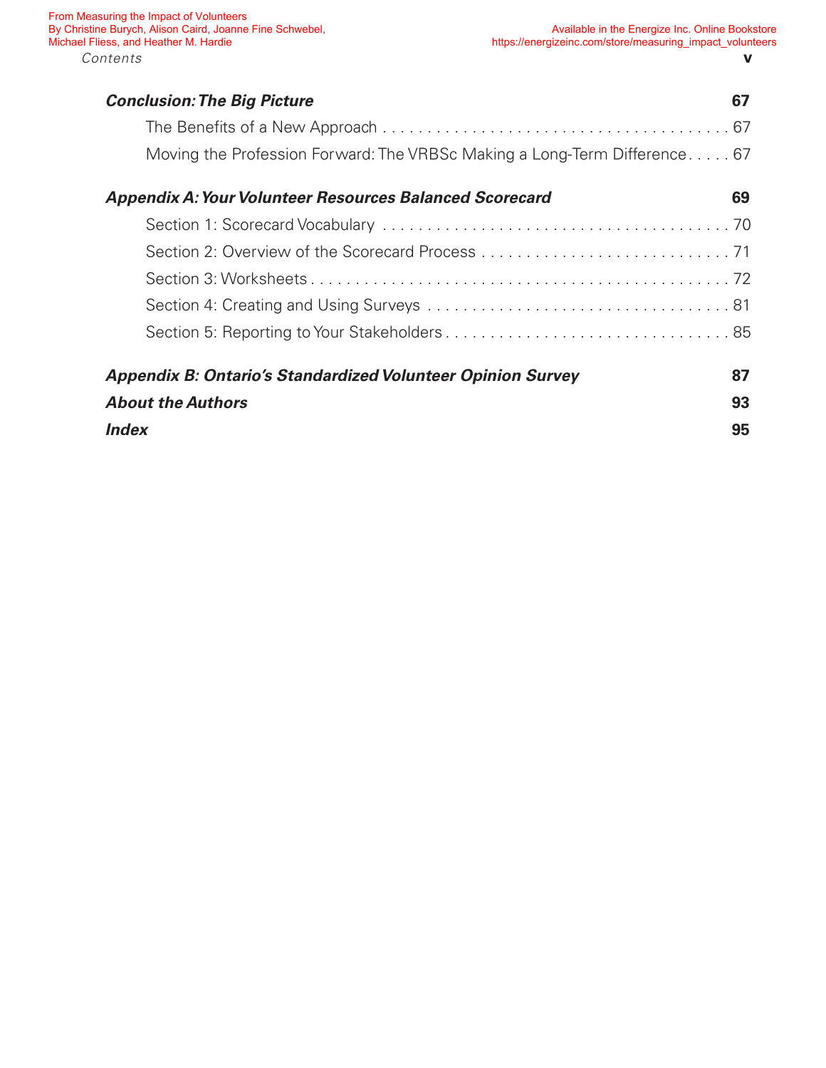***Conclusion: The Big Picture*** **67**

The Benefits of a New Approach . . . . . . . . . . . . . . . . . . . . . . . . . . . . . . . . . . . . . . 67

Moving the Profession Forward: The VRBSc Making a Long-Term Difference . . . . . 67

***Appendix A: Your Volunteer Resources Balanced Scorecard*** **69**

Section 1: Scorecard Vocabulary . . . . . . . . . . . . . . . . . . . . . . . . . . . . . . . . . . . . . . 70

Section 2: Overview of the Scorecard Process . . . . . . . . . . . . . . . . . . . . . . . . . . . . 71

Section 3: Worksheets . . . . . . . . . . . . . . . . . . . . . . . . . . . . . . . . . . . . . . . . . . . . . . 72

Section 4: Creating and Using Surveys . . . . . . . . . . . . . . . . . . . . . . . . . . . . . . . . . . 81

Section 5: Reporting to Your Stakeholders . . . . . . . . . . . . . . . . . . . . . . . . . . . . . . . 85

***Appendix B: Ontario's Standardized Volunteer Opinion Survey*** **87**

***About the Authors*** **93**

***Index*** **95**